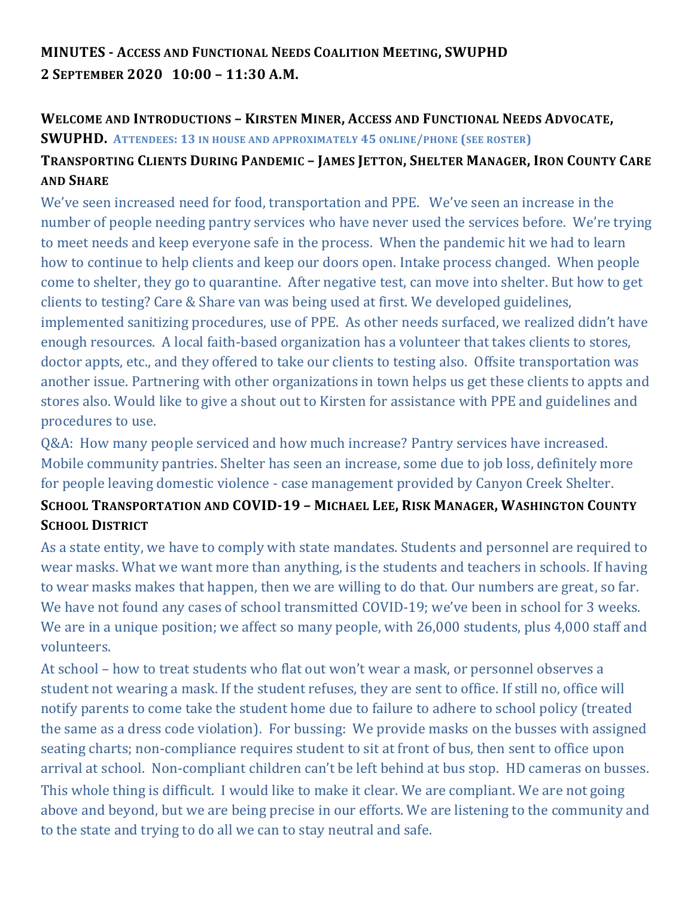# MINUTES - ACCESS AND FUNCTIONAL NEEDS COALITION MEETING, SWUPHD
## 2 SEPTEMBER 2020 10:00 – 11:30 A.M.

### WELCOME AND INTRODUCTIONS – KIRSTEN MINER, ACCESS AND FUNCTIONAL NEEDS ADVOCATE, SWUPHD. ATTENDEES: 13 IN HOUSE AND APPROXIMATELY 45 ONLINE/PHONE (SEE ROSTER)

### TRANSPORTING CLIENTS DURING PANDEMIC – JAMES JETTON, SHELTER MANAGER, IRON COUNTY CARE AND SHARE

We've seen increased need for food, transportation and PPE. We've seen an increase in the number of people needing pantry services who have never used the services before. We're trying to meet needs and keep everyone safe in the process. When the pandemic hit we had to learn how to continue to help clients and keep our doors open. Intake process changed. When people come to shelter, they go to quarantine. After negative test, can move into shelter. But how to get clients to testing? Care & Share van was being used at first. We developed guidelines, implemented sanitizing procedures, use of PPE. As other needs surfaced, we realized didn't have enough resources. A local faith-based organization has a volunteer that takes clients to stores, doctor appts, etc., and they offered to take our clients to testing also. Offsite transportation was another issue. Partnering with other organizations in town helps us get these clients to appts and stores also. Would like to give a shout out to Kirsten for assistance with PPE and guidelines and procedures to use.

Q&A: How many people serviced and how much increase? Pantry services have increased. Mobile community pantries. Shelter has seen an increase, some due to job loss, definitely more for people leaving domestic violence - case management provided by Canyon Creek Shelter.

### SCHOOL TRANSPORTATION AND COVID-19 – MICHAEL LEE, RISK MANAGER, WASHINGTON COUNTY SCHOOL DISTRICT

As a state entity, we have to comply with state mandates. Students and personnel are required to wear masks. What we want more than anything, is the students and teachers in schools. If having to wear masks makes that happen, then we are willing to do that. Our numbers are great, so far. We have not found any cases of school transmitted COVID-19; we've been in school for 3 weeks. We are in a unique position; we affect so many people, with 26,000 students, plus 4,000 staff and volunteers.

At school – how to treat students who flat out won't wear a mask, or personnel observes a student not wearing a mask. If the student refuses, they are sent to office. If still no, office will notify parents to come take the student home due to failure to adhere to school policy (treated the same as a dress code violation). For bussing: We provide masks on the busses with assigned seating charts; non-compliance requires student to sit at front of bus, then sent to office upon arrival at school. Non-compliant children can't be left behind at bus stop. HD cameras on busses. This whole thing is difficult. I would like to make it clear. We are compliant. We are not going above and beyond, but we are being precise in our efforts. We are listening to the community and to the state and trying to do all we can to stay neutral and safe.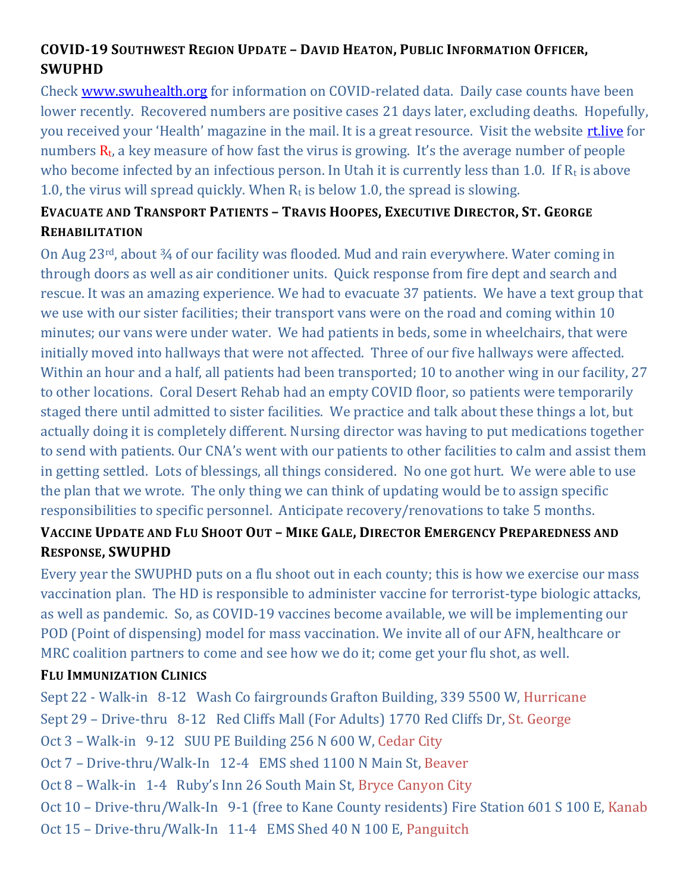### COVID-19 Southwest Region Update – David Heaton, Public Information Officer, SWUPHD

Check [www.swuhealth.org](http://www.swuhealth.org) for information on COVID-related data. Daily case counts have been lower recently. Recovered numbers are positive cases 21 days later, excluding deaths. Hopefully, you received your 'Health' magazine in the mail. It is a great resource. Visit the website [rt.live](http://rt.live) for numbers $R_t$, a key measure of how fast the virus is growing. It's the average number of people who become infected by an infectious person. In Utah it is currently less than 1.0. If $R_t$ is above 1.0, the virus will spread quickly. When $R_t$ is below 1.0, the spread is slowing.

### Evacuate and Transport Patients – Travis Hoopes, Executive Director, St. George Rehabilitation

On Aug 23rd, about ¾ of our facility was flooded. Mud and rain everywhere. Water coming in through doors as well as air conditioner units. Quick response from fire dept and search and rescue. It was an amazing experience. We had to evacuate 37 patients. We have a text group that we use with our sister facilities; their transport vans were on the road and coming within 10 minutes; our vans were under water. We had patients in beds, some in wheelchairs, that were initially moved into hallways that were not affected. Three of our five hallways were affected. Within an hour and a half, all patients had been transported; 10 to another wing in our facility, 27 to other locations. Coral Desert Rehab had an empty COVID floor, so patients were temporarily staged there until admitted to sister facilities. We practice and talk about these things a lot, but actually doing it is completely different. Nursing director was having to put medications together to send with patients. Our CNA's went with our patients to other facilities to calm and assist them in getting settled. Lots of blessings, all things considered. No one got hurt. We were able to use the plan that we wrote. The only thing we can think of updating would be to assign specific responsibilities to specific personnel. Anticipate recovery/renovations to take 5 months.

### Vaccine Update and Flu Shoot Out – Mike Gale, Director Emergency Preparedness and Response, SWUPHD

Every year the SWUPHD puts on a flu shoot out in each county; this is how we exercise our mass vaccination plan. The HD is responsible to administer vaccine for terrorist-type biologic attacks, as well as pandemic. So, as COVID-19 vaccines become available, we will be implementing our POD (Point of dispensing) model for mass vaccination. We invite all of our AFN, healthcare or MRC coalition partners to come and see how we do it; come get your flu shot, as well.

### Flu Immunization Clinics

Sept 22 - Walk-in 8-12 Wash Co fairgrounds Grafton Building, 339 5500 W, Hurricane

Sept 29 – Drive-thru 8-12 Red Cliffs Mall (For Adults) 1770 Red Cliffs Dr, St. George

Oct 3 – Walk-in 9-12 SUU PE Building 256 N 600 W, Cedar City

Oct 7 – Drive-thru/Walk-In 12-4 EMS shed 1100 N Main St, Beaver

Oct 8 – Walk-in 1-4 Ruby's Inn 26 South Main St, Bryce Canyon City

Oct 10 – Drive-thru/Walk-In 9-1 (free to Kane County residents) Fire Station 601 S 100 E, Kanab

Oct 15 – Drive-thru/Walk-In 11-4 EMS Shed 40 N 100 E, Panguitch